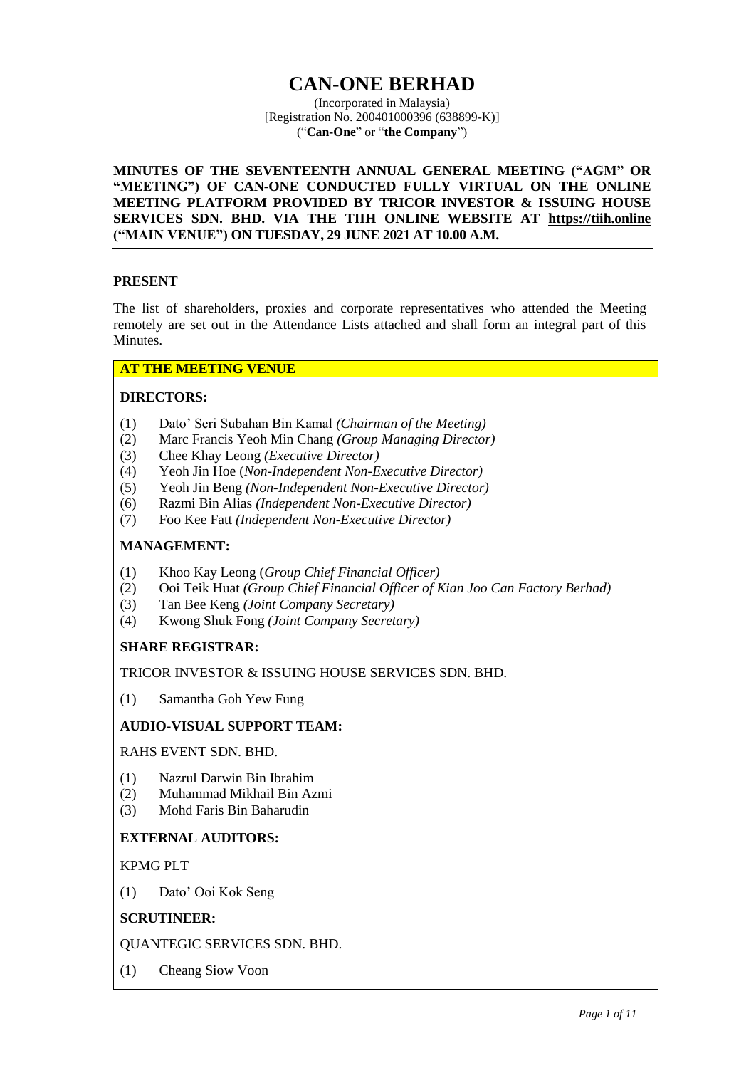# CAN-ONE BERHAD

(Incorporated in Malaysia)
[Registration No. 200401000396 (638899-K)]
("**Can-One**" or "**the Company**")

**MINUTES OF THE SEVENTEENTH ANNUAL GENERAL MEETING ("AGM" OR "MEETING") OF CAN-ONE CONDUCTED FULLY VIRTUAL ON THE ONLINE MEETING PLATFORM PROVIDED BY TRICOR INVESTOR & ISSUING HOUSE SERVICES SDN. BHD. VIA THE TIIH ONLINE WEBSITE AT https://tiih.online ("MAIN VENUE") ON TUESDAY, 29 JUNE 2021 AT 10.00 A.M.**

## PRESENT

The list of shareholders, proxies and corporate representatives who attended the Meeting remotely are set out in the Attendance Lists attached and shall form an integral part of this Minutes.

### AT THE MEETING VENUE

**DIRECTORS:**

(1) Dato' Seri Subahan Bin Kamal *(Chairman of the Meeting)*
(2) Marc Francis Yeoh Min Chang *(Group Managing Director)*
(3) Chee Khay Leong *(Executive Director)*
(4) Yeoh Jin Hoe (*Non-Independent Non-Executive Director)*
(5) Yeoh Jin Beng *(Non-Independent Non-Executive Director)*
(6) Razmi Bin Alias *(Independent Non-Executive Director)*
(7) Foo Kee Fatt *(Independent Non-Executive Director)*

**MANAGEMENT:**

(1) Khoo Kay Leong (*Group Chief Financial Officer)*
(2) Ooi Teik Huat *(Group Chief Financial Officer of Kian Joo Can Factory Berhad)*
(3) Tan Bee Keng *(Joint Company Secretary)*
(4) Kwong Shuk Fong *(Joint Company Secretary)*

**SHARE REGISTRAR:**

TRICOR INVESTOR & ISSUING HOUSE SERVICES SDN. BHD.

(1) Samantha Goh Yew Fung

**AUDIO-VISUAL SUPPORT TEAM:**

RAHS EVENT SDN. BHD.

(1) Nazrul Darwin Bin Ibrahim
(2) Muhammad Mikhail Bin Azmi
(3) Mohd Faris Bin Baharudin

**EXTERNAL AUDITORS:**

KPMG PLT

(1) Dato' Ooi Kok Seng

**SCRUTINEER:**

QUANTEGIC SERVICES SDN. BHD.

(1) Cheang Siow Voon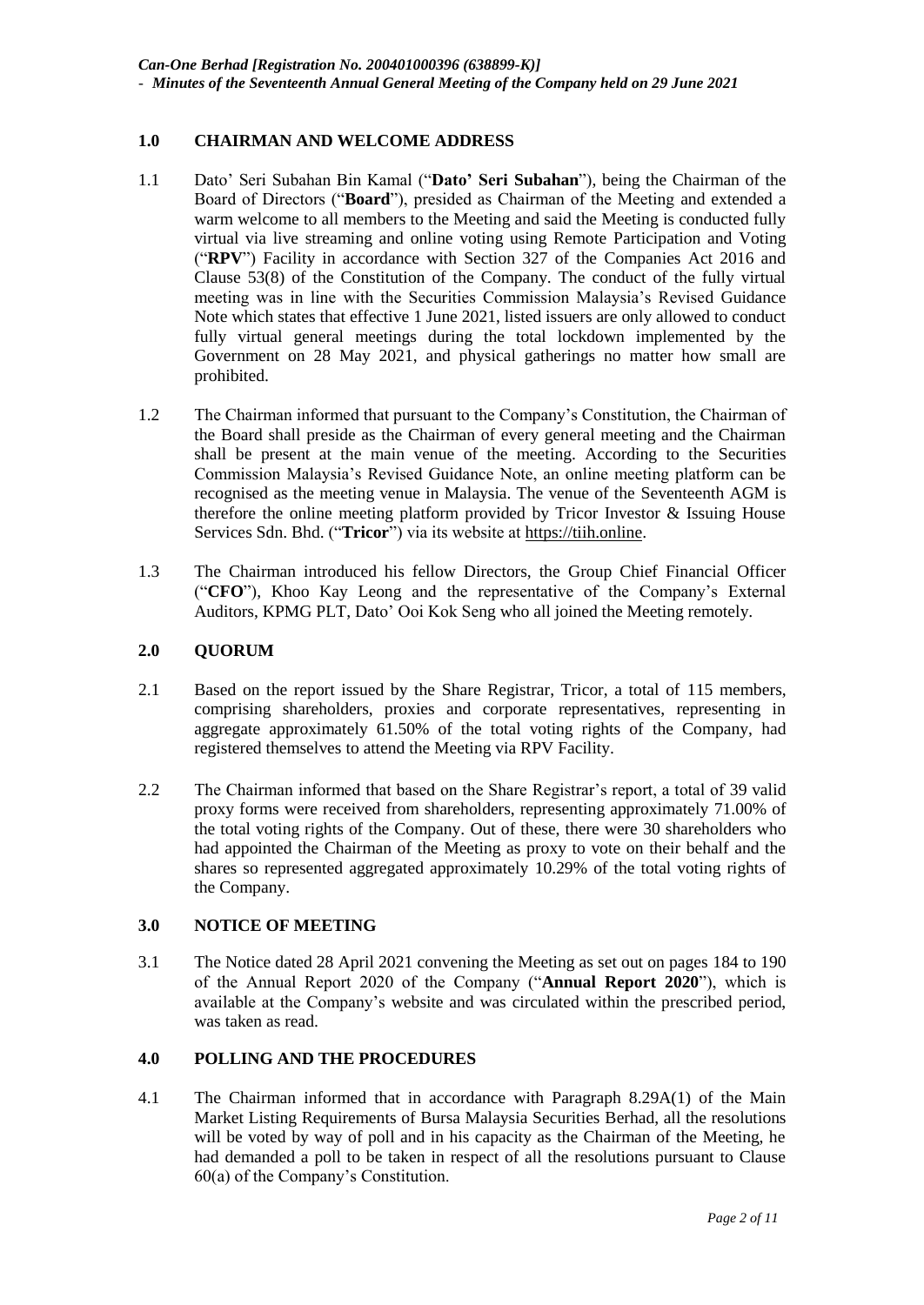## 1.0 CHAIRMAN AND WELCOME ADDRESS

1.1 Dato' Seri Subahan Bin Kamal ("**Dato' Seri Subahan**"), being the Chairman of the Board of Directors ("**Board**"), presided as Chairman of the Meeting and extended a warm welcome to all members to the Meeting and said the Meeting is conducted fully virtual via live streaming and online voting using Remote Participation and Voting ("**RPV**") Facility in accordance with Section 327 of the Companies Act 2016 and Clause 53(8) of the Constitution of the Company. The conduct of the fully virtual meeting was in line with the Securities Commission Malaysia's Revised Guidance Note which states that effective 1 June 2021, listed issuers are only allowed to conduct fully virtual general meetings during the total lockdown implemented by the Government on 28 May 2021, and physical gatherings no matter how small are prohibited.

1.2 The Chairman informed that pursuant to the Company's Constitution, the Chairman of the Board shall preside as the Chairman of every general meeting and the Chairman shall be present at the main venue of the meeting. According to the Securities Commission Malaysia's Revised Guidance Note, an online meeting platform can be recognised as the meeting venue in Malaysia. The venue of the Seventeenth AGM is therefore the online meeting platform provided by Tricor Investor & Issuing House Services Sdn. Bhd. ("**Tricor**") via its website at https://tiih.online.

1.3 The Chairman introduced his fellow Directors, the Group Chief Financial Officer ("**CFO**"), Khoo Kay Leong and the representative of the Company's External Auditors, KPMG PLT, Dato' Ooi Kok Seng who all joined the Meeting remotely.

## 2.0 QUORUM

2.1 Based on the report issued by the Share Registrar, Tricor, a total of 115 members, comprising shareholders, proxies and corporate representatives, representing in aggregate approximately 61.50% of the total voting rights of the Company, had registered themselves to attend the Meeting via RPV Facility.

2.2 The Chairman informed that based on the Share Registrar's report, a total of 39 valid proxy forms were received from shareholders, representing approximately 71.00% of the total voting rights of the Company. Out of these, there were 30 shareholders who had appointed the Chairman of the Meeting as proxy to vote on their behalf and the shares so represented aggregated approximately 10.29% of the total voting rights of the Company.

## 3.0 NOTICE OF MEETING

3.1 The Notice dated 28 April 2021 convening the Meeting as set out on pages 184 to 190 of the Annual Report 2020 of the Company ("**Annual Report 2020**"), which is available at the Company's website and was circulated within the prescribed period, was taken as read.

## 4.0 POLLING AND THE PROCEDURES

4.1 The Chairman informed that in accordance with Paragraph 8.29A(1) of the Main Market Listing Requirements of Bursa Malaysia Securities Berhad, all the resolutions will be voted by way of poll and in his capacity as the Chairman of the Meeting, he had demanded a poll to be taken in respect of all the resolutions pursuant to Clause 60(a) of the Company's Constitution.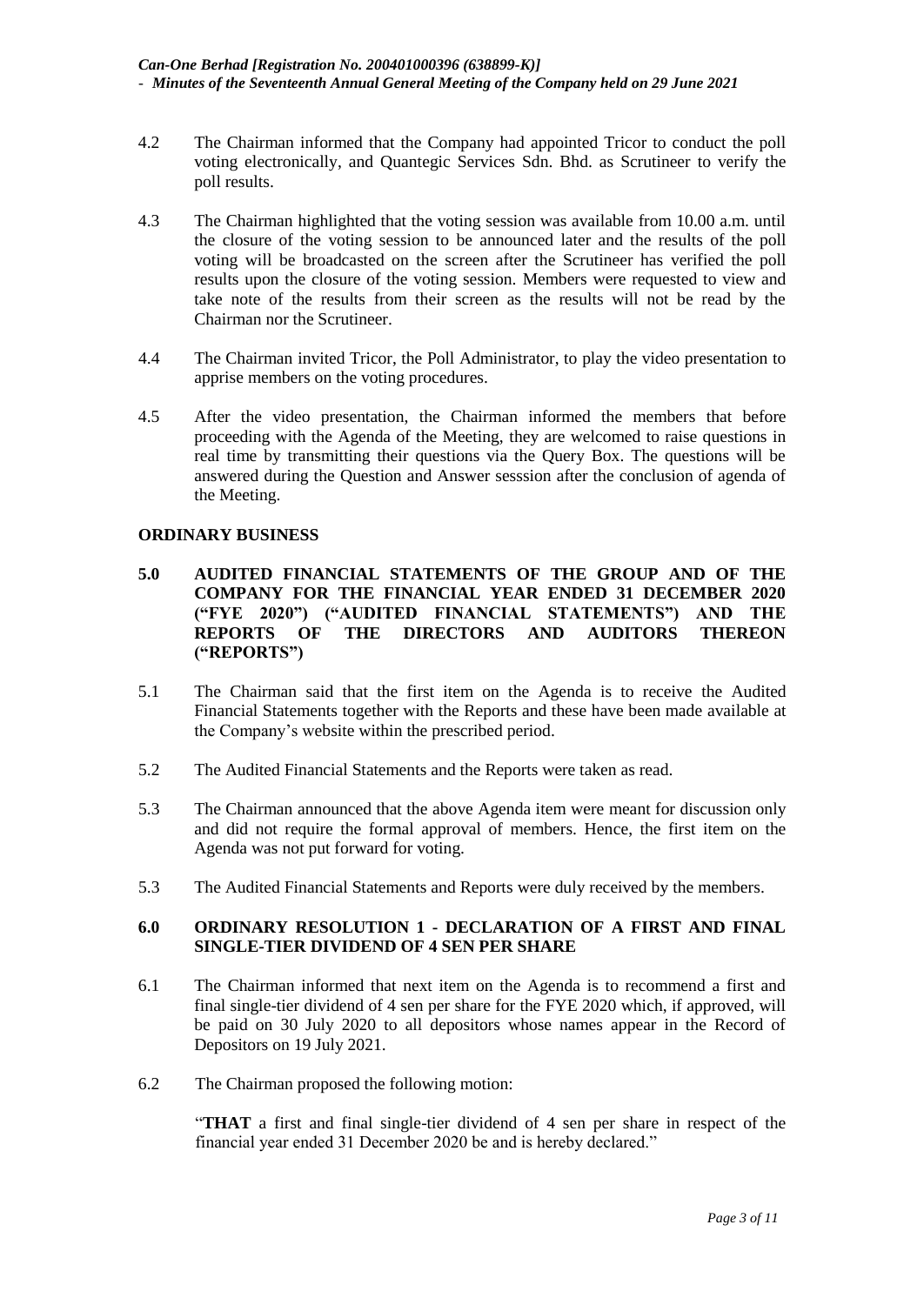4.2 The Chairman informed that the Company had appointed Tricor to conduct the poll voting electronically, and Quantegic Services Sdn. Bhd. as Scrutineer to verify the poll results.

4.3 The Chairman highlighted that the voting session was available from 10.00 a.m. until the closure of the voting session to be announced later and the results of the poll voting will be broadcasted on the screen after the Scrutineer has verified the poll results upon the closure of the voting session. Members were requested to view and take note of the results from their screen as the results will not be read by the Chairman nor the Scrutineer.

4.4 The Chairman invited Tricor, the Poll Administrator, to play the video presentation to apprise members on the voting procedures.

4.5 After the video presentation, the Chairman informed the members that before proceeding with the Agenda of the Meeting, they are welcomed to raise questions in real time by transmitting their questions via the Query Box. The questions will be answered during the Question and Answer sesssion after the conclusion of agenda of the Meeting.

**ORDINARY BUSINESS**

**5.0 AUDITED FINANCIAL STATEMENTS OF THE GROUP AND OF THE COMPANY FOR THE FINANCIAL YEAR ENDED 31 DECEMBER 2020 ("FYE 2020") ("AUDITED FINANCIAL STATEMENTS") AND THE REPORTS OF THE DIRECTORS AND AUDITORS THEREON ("REPORTS")**

5.1 The Chairman said that the first item on the Agenda is to receive the Audited Financial Statements together with the Reports and these have been made available at the Company's website within the prescribed period.

5.2 The Audited Financial Statements and the Reports were taken as read.

5.3 The Chairman announced that the above Agenda item were meant for discussion only and did not require the formal approval of members. Hence, the first item on the Agenda was not put forward for voting.

5.3 The Audited Financial Statements and Reports were duly received by the members.

**6.0 ORDINARY RESOLUTION 1 - DECLARATION OF A FIRST AND FINAL SINGLE-TIER DIVIDEND OF 4 SEN PER SHARE**

6.1 The Chairman informed that next item on the Agenda is to recommend a first and final single-tier dividend of 4 sen per share for the FYE 2020 which, if approved, will be paid on 30 July 2020 to all depositors whose names appear in the Record of Depositors on 19 July 2021.

6.2 The Chairman proposed the following motion:

"**THAT** a first and final single-tier dividend of 4 sen per share in respect of the financial year ended 31 December 2020 be and is hereby declared."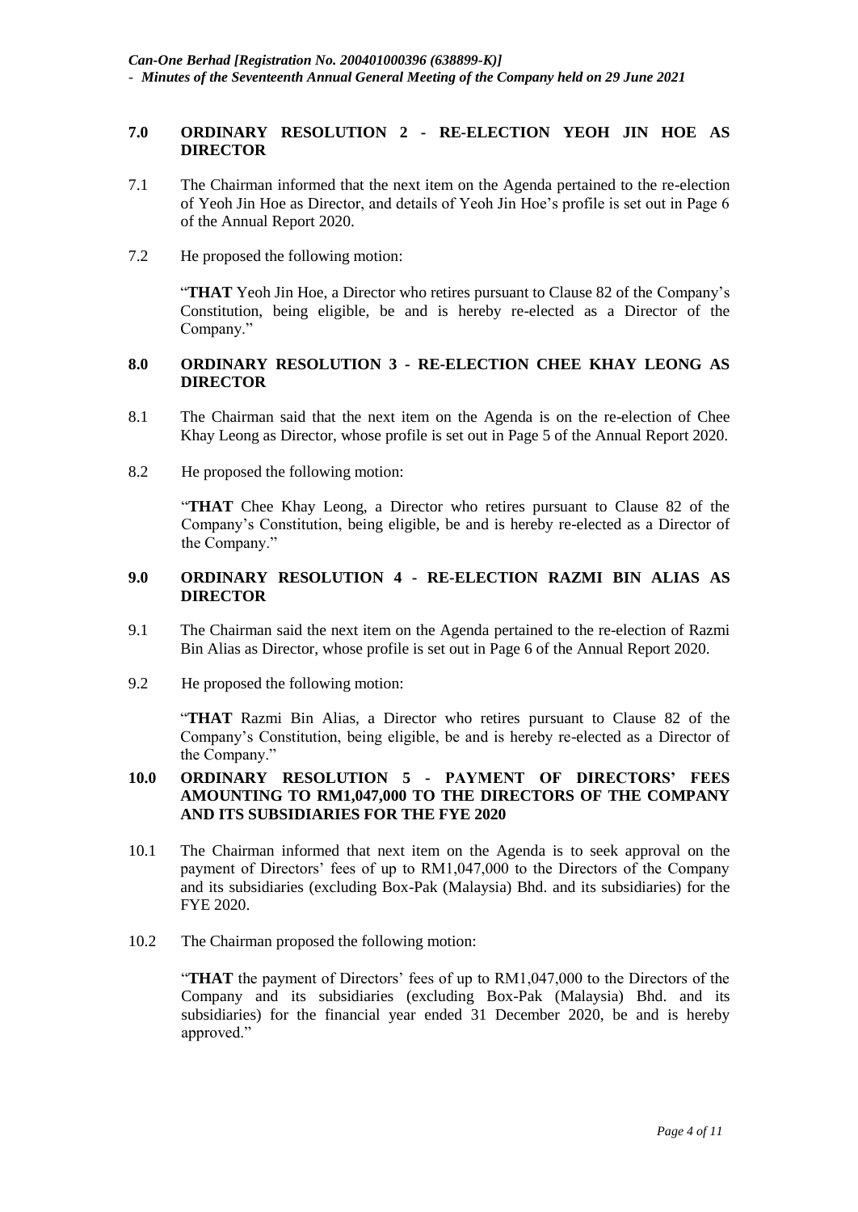## 7.0 ORDINARY RESOLUTION 2 - RE-ELECTION YEOH JIN HOE AS DIRECTOR

7.1 The Chairman informed that the next item on the Agenda pertained to the re-election of Yeoh Jin Hoe as Director, and details of Yeoh Jin Hoe's profile is set out in Page 6 of the Annual Report 2020.

7.2 He proposed the following motion:

"**THAT** Yeoh Jin Hoe, a Director who retires pursuant to Clause 82 of the Company's Constitution, being eligible, be and is hereby re-elected as a Director of the Company."

## 8.0 ORDINARY RESOLUTION 3 - RE-ELECTION CHEE KHAY LEONG AS DIRECTOR

8.1 The Chairman said that the next item on the Agenda is on the re-election of Chee Khay Leong as Director, whose profile is set out in Page 5 of the Annual Report 2020.

8.2 He proposed the following motion:

"**THAT** Chee Khay Leong, a Director who retires pursuant to Clause 82 of the Company's Constitution, being eligible, be and is hereby re-elected as a Director of the Company."

## 9.0 ORDINARY RESOLUTION 4 - RE-ELECTION RAZMI BIN ALIAS AS DIRECTOR

9.1 The Chairman said the next item on the Agenda pertained to the re-election of Razmi Bin Alias as Director, whose profile is set out in Page 6 of the Annual Report 2020.

9.2 He proposed the following motion:

"**THAT** Razmi Bin Alias, a Director who retires pursuant to Clause 82 of the Company's Constitution, being eligible, be and is hereby re-elected as a Director of the Company."

## 10.0 ORDINARY RESOLUTION 5 - PAYMENT OF DIRECTORS' FEES AMOUNTING TO RM1,047,000 TO THE DIRECTORS OF THE COMPANY AND ITS SUBSIDIARIES FOR THE FYE 2020

10.1 The Chairman informed that next item on the Agenda is to seek approval on the payment of Directors' fees of up to RM1,047,000 to the Directors of the Company and its subsidiaries (excluding Box-Pak (Malaysia) Bhd. and its subsidiaries) for the FYE 2020.

10.2 The Chairman proposed the following motion:

"**THAT** the payment of Directors' fees of up to RM1,047,000 to the Directors of the Company and its subsidiaries (excluding Box-Pak (Malaysia) Bhd. and its subsidiaries) for the financial year ended 31 December 2020, be and is hereby approved."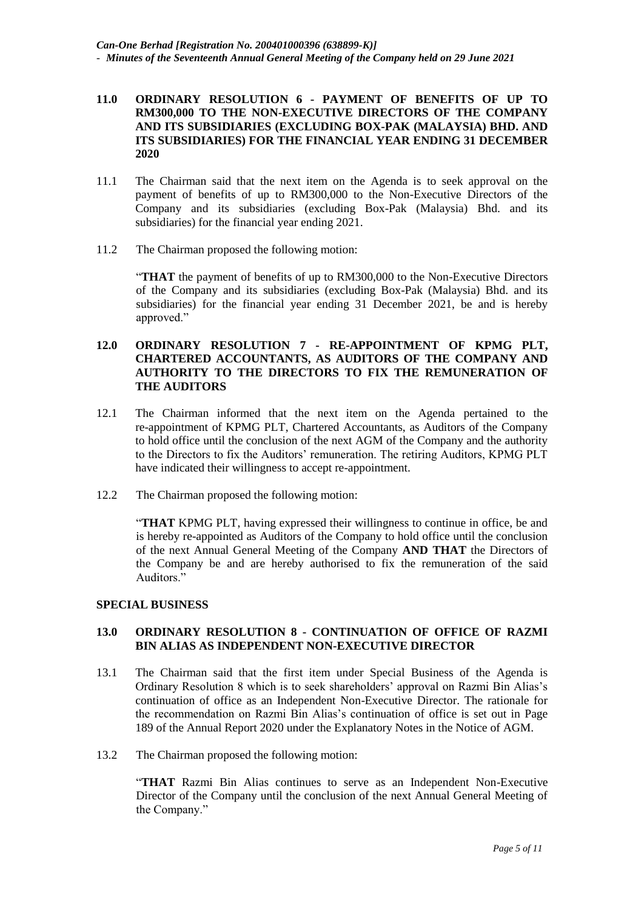## 11.0 ORDINARY RESOLUTION 6 - PAYMENT OF BENEFITS OF UP TO RM300,000 TO THE NON-EXECUTIVE DIRECTORS OF THE COMPANY AND ITS SUBSIDIARIES (EXCLUDING BOX-PAK (MALAYSIA) BHD. AND ITS SUBSIDIARIES) FOR THE FINANCIAL YEAR ENDING 31 DECEMBER 2020

11.1 The Chairman said that the next item on the Agenda is to seek approval on the payment of benefits of up to RM300,000 to the Non-Executive Directors of the Company and its subsidiaries (excluding Box-Pak (Malaysia) Bhd. and its subsidiaries) for the financial year ending 2021.

11.2 The Chairman proposed the following motion:

"**THAT** the payment of benefits of up to RM300,000 to the Non-Executive Directors of the Company and its subsidiaries (excluding Box-Pak (Malaysia) Bhd. and its subsidiaries) for the financial year ending 31 December 2021, be and is hereby approved."

## 12.0 ORDINARY RESOLUTION 7 - RE-APPOINTMENT OF KPMG PLT, CHARTERED ACCOUNTANTS, AS AUDITORS OF THE COMPANY AND AUTHORITY TO THE DIRECTORS TO FIX THE REMUNERATION OF THE AUDITORS

12.1 The Chairman informed that the next item on the Agenda pertained to the re-appointment of KPMG PLT, Chartered Accountants, as Auditors of the Company to hold office until the conclusion of the next AGM of the Company and the authority to the Directors to fix the Auditors' remuneration. The retiring Auditors, KPMG PLT have indicated their willingness to accept re-appointment.

12.2 The Chairman proposed the following motion:

"**THAT** KPMG PLT, having expressed their willingness to continue in office, be and is hereby re-appointed as Auditors of the Company to hold office until the conclusion of the next Annual General Meeting of the Company **AND THAT** the Directors of the Company be and are hereby authorised to fix the remuneration of the said Auditors."

**SPECIAL BUSINESS**

## 13.0 ORDINARY RESOLUTION 8 - CONTINUATION OF OFFICE OF RAZMI BIN ALIAS AS INDEPENDENT NON-EXECUTIVE DIRECTOR

13.1 The Chairman said that the first item under Special Business of the Agenda is Ordinary Resolution 8 which is to seek shareholders' approval on Razmi Bin Alias's continuation of office as an Independent Non-Executive Director. The rationale for the recommendation on Razmi Bin Alias's continuation of office is set out in Page 189 of the Annual Report 2020 under the Explanatory Notes in the Notice of AGM.

13.2 The Chairman proposed the following motion:

"**THAT** Razmi Bin Alias continues to serve as an Independent Non-Executive Director of the Company until the conclusion of the next Annual General Meeting of the Company."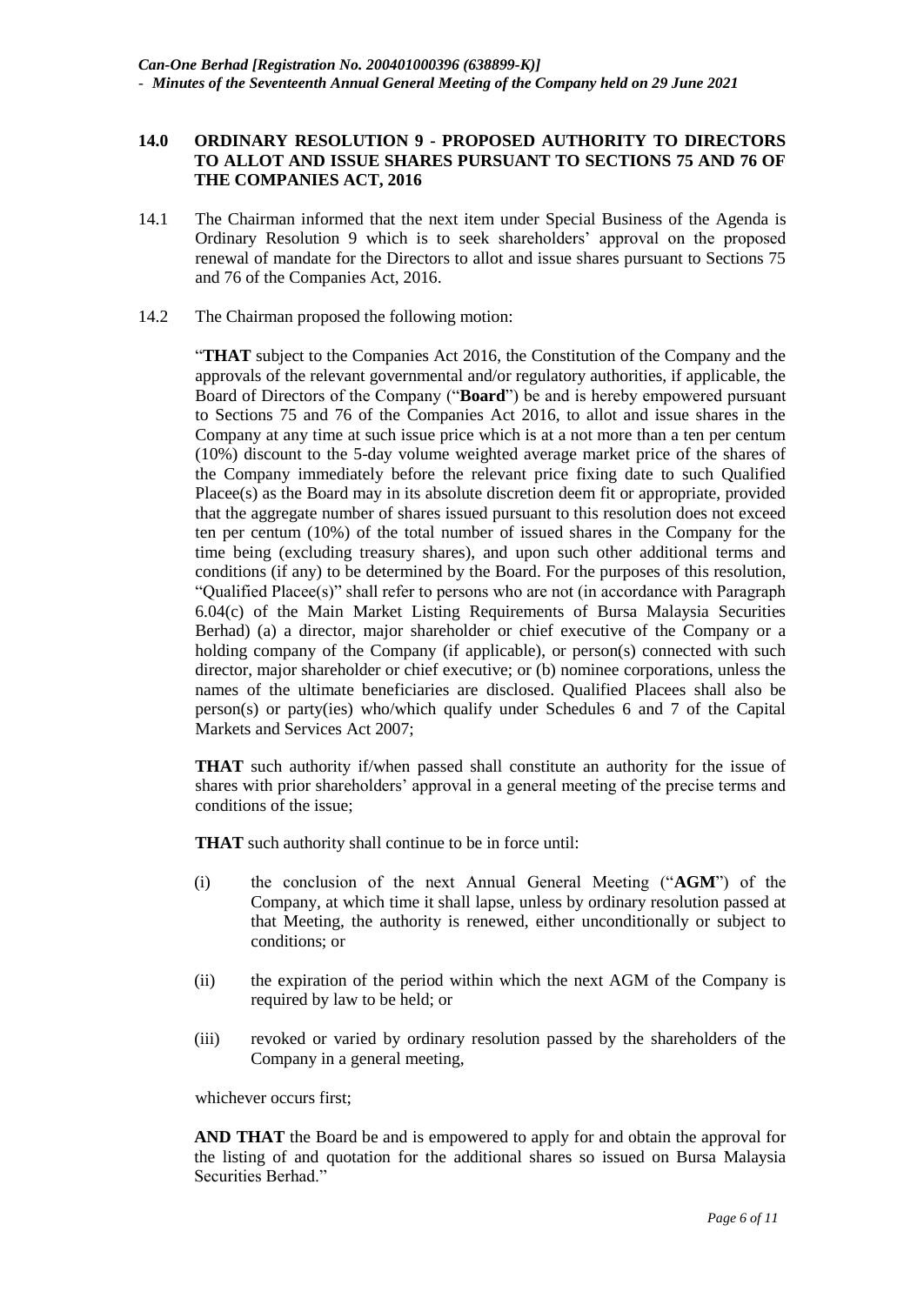## 14.0 ORDINARY RESOLUTION 9 - PROPOSED AUTHORITY TO DIRECTORS TO ALLOT AND ISSUE SHARES PURSUANT TO SECTIONS 75 AND 76 OF THE COMPANIES ACT, 2016

14.1 The Chairman informed that the next item under Special Business of the Agenda is Ordinary Resolution 9 which is to seek shareholders' approval on the proposed renewal of mandate for the Directors to allot and issue shares pursuant to Sections 75 and 76 of the Companies Act, 2016.

14.2 The Chairman proposed the following motion:

"**THAT** subject to the Companies Act 2016, the Constitution of the Company and the approvals of the relevant governmental and/or regulatory authorities, if applicable, the Board of Directors of the Company ("**Board**") be and is hereby empowered pursuant to Sections 75 and 76 of the Companies Act 2016, to allot and issue shares in the Company at any time at such issue price which is at a not more than a ten per centum (10%) discount to the 5-day volume weighted average market price of the shares of the Company immediately before the relevant price fixing date to such Qualified Placee(s) as the Board may in its absolute discretion deem fit or appropriate, provided that the aggregate number of shares issued pursuant to this resolution does not exceed ten per centum (10%) of the total number of issued shares in the Company for the time being (excluding treasury shares), and upon such other additional terms and conditions (if any) to be determined by the Board. For the purposes of this resolution, "Qualified Placee(s)" shall refer to persons who are not (in accordance with Paragraph 6.04(c) of the Main Market Listing Requirements of Bursa Malaysia Securities Berhad) (a) a director, major shareholder or chief executive of the Company or a holding company of the Company (if applicable), or person(s) connected with such director, major shareholder or chief executive; or (b) nominee corporations, unless the names of the ultimate beneficiaries are disclosed. Qualified Placees shall also be person(s) or party(ies) who/which qualify under Schedules 6 and 7 of the Capital Markets and Services Act 2007;

**THAT** such authority if/when passed shall constitute an authority for the issue of shares with prior shareholders' approval in a general meeting of the precise terms and conditions of the issue;

**THAT** such authority shall continue to be in force until:

(i) the conclusion of the next Annual General Meeting ("**AGM**") of the Company, at which time it shall lapse, unless by ordinary resolution passed at that Meeting, the authority is renewed, either unconditionally or subject to conditions; or

(ii) the expiration of the period within which the next AGM of the Company is required by law to be held; or

(iii) revoked or varied by ordinary resolution passed by the shareholders of the Company in a general meeting,

whichever occurs first;

**AND THAT** the Board be and is empowered to apply for and obtain the approval for the listing of and quotation for the additional shares so issued on Bursa Malaysia Securities Berhad."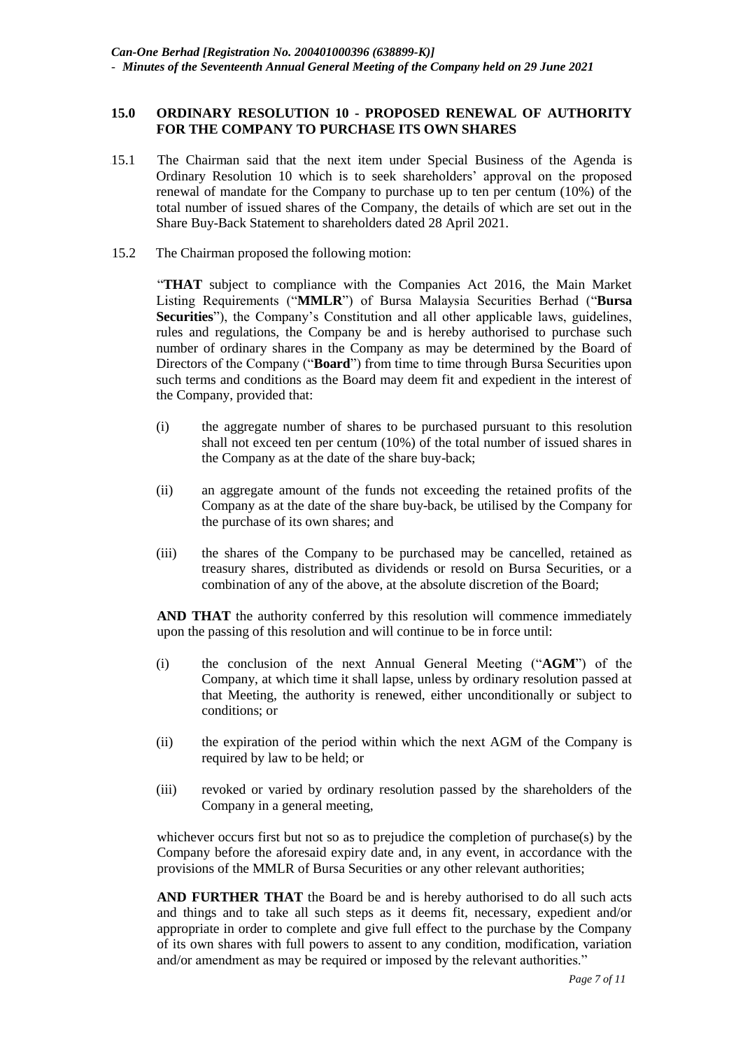## 15.0 ORDINARY RESOLUTION 10 - PROPOSED RENEWAL OF AUTHORITY FOR THE COMPANY TO PURCHASE ITS OWN SHARES

15.1 The Chairman said that the next item under Special Business of the Agenda is Ordinary Resolution 10 which is to seek shareholders' approval on the proposed renewal of mandate for the Company to purchase up to ten per centum (10%) of the total number of issued shares of the Company, the details of which are set out in the Share Buy-Back Statement to shareholders dated 28 April 2021.

15.2 The Chairman proposed the following motion:

"**THAT** subject to compliance with the Companies Act 2016, the Main Market Listing Requirements ("**MMLR**") of Bursa Malaysia Securities Berhad ("**Bursa Securities**"), the Company's Constitution and all other applicable laws, guidelines, rules and regulations, the Company be and is hereby authorised to purchase such number of ordinary shares in the Company as may be determined by the Board of Directors of the Company ("**Board**") from time to time through Bursa Securities upon such terms and conditions as the Board may deem fit and expedient in the interest of the Company, provided that:

(i) the aggregate number of shares to be purchased pursuant to this resolution shall not exceed ten per centum (10%) of the total number of issued shares in the Company as at the date of the share buy-back;

(ii) an aggregate amount of the funds not exceeding the retained profits of the Company as at the date of the share buy-back, be utilised by the Company for the purchase of its own shares; and

(iii) the shares of the Company to be purchased may be cancelled, retained as treasury shares, distributed as dividends or resold on Bursa Securities, or a combination of any of the above, at the absolute discretion of the Board;

**AND THAT** the authority conferred by this resolution will commence immediately upon the passing of this resolution and will continue to be in force until:

(i) the conclusion of the next Annual General Meeting ("**AGM**") of the Company, at which time it shall lapse, unless by ordinary resolution passed at that Meeting, the authority is renewed, either unconditionally or subject to conditions; or

(ii) the expiration of the period within which the next AGM of the Company is required by law to be held; or

(iii) revoked or varied by ordinary resolution passed by the shareholders of the Company in a general meeting,

whichever occurs first but not so as to prejudice the completion of purchase(s) by the Company before the aforesaid expiry date and, in any event, in accordance with the provisions of the MMLR of Bursa Securities or any other relevant authorities;

**AND FURTHER THAT** the Board be and is hereby authorised to do all such acts and things and to take all such steps as it deems fit, necessary, expedient and/or appropriate in order to complete and give full effect to the purchase by the Company of its own shares with full powers to assent to any condition, modification, variation and/or amendment as may be required or imposed by the relevant authorities."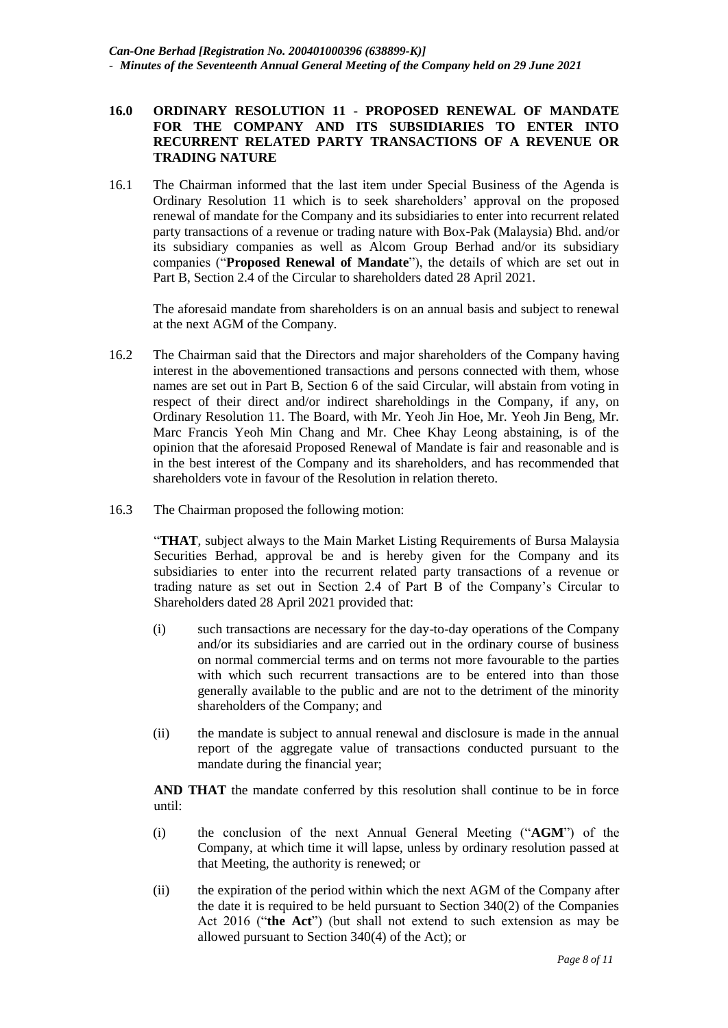## 16.0 ORDINARY RESOLUTION 11 - PROPOSED RENEWAL OF MANDATE FOR THE COMPANY AND ITS SUBSIDIARIES TO ENTER INTO RECURRENT RELATED PARTY TRANSACTIONS OF A REVENUE OR TRADING NATURE

16.1 The Chairman informed that the last item under Special Business of the Agenda is Ordinary Resolution 11 which is to seek shareholders' approval on the proposed renewal of mandate for the Company and its subsidiaries to enter into recurrent related party transactions of a revenue or trading nature with Box-Pak (Malaysia) Bhd. and/or its subsidiary companies as well as Alcom Group Berhad and/or its subsidiary companies ("**Proposed Renewal of Mandate**"), the details of which are set out in Part B, Section 2.4 of the Circular to shareholders dated 28 April 2021.

The aforesaid mandate from shareholders is on an annual basis and subject to renewal at the next AGM of the Company.

16.2 The Chairman said that the Directors and major shareholders of the Company having interest in the abovementioned transactions and persons connected with them, whose names are set out in Part B, Section 6 of the said Circular, will abstain from voting in respect of their direct and/or indirect shareholdings in the Company, if any, on Ordinary Resolution 11. The Board, with Mr. Yeoh Jin Hoe, Mr. Yeoh Jin Beng, Mr. Marc Francis Yeoh Min Chang and Mr. Chee Khay Leong abstaining, is of the opinion that the aforesaid Proposed Renewal of Mandate is fair and reasonable and is in the best interest of the Company and its shareholders, and has recommended that shareholders vote in favour of the Resolution in relation thereto.

16.3 The Chairman proposed the following motion:

"**THAT**, subject always to the Main Market Listing Requirements of Bursa Malaysia Securities Berhad, approval be and is hereby given for the Company and its subsidiaries to enter into the recurrent related party transactions of a revenue or trading nature as set out in Section 2.4 of Part B of the Company's Circular to Shareholders dated 28 April 2021 provided that:

(i) such transactions are necessary for the day-to-day operations of the Company and/or its subsidiaries and are carried out in the ordinary course of business on normal commercial terms and on terms not more favourable to the parties with which such recurrent transactions are to be entered into than those generally available to the public and are not to the detriment of the minority shareholders of the Company; and

(ii) the mandate is subject to annual renewal and disclosure is made in the annual report of the aggregate value of transactions conducted pursuant to the mandate during the financial year;

**AND THAT** the mandate conferred by this resolution shall continue to be in force until:

(i) the conclusion of the next Annual General Meeting ("**AGM**") of the Company, at which time it will lapse, unless by ordinary resolution passed at that Meeting, the authority is renewed; or

(ii) the expiration of the period within which the next AGM of the Company after the date it is required to be held pursuant to Section 340(2) of the Companies Act 2016 ("**the Act**") (but shall not extend to such extension as may be allowed pursuant to Section 340(4) of the Act); or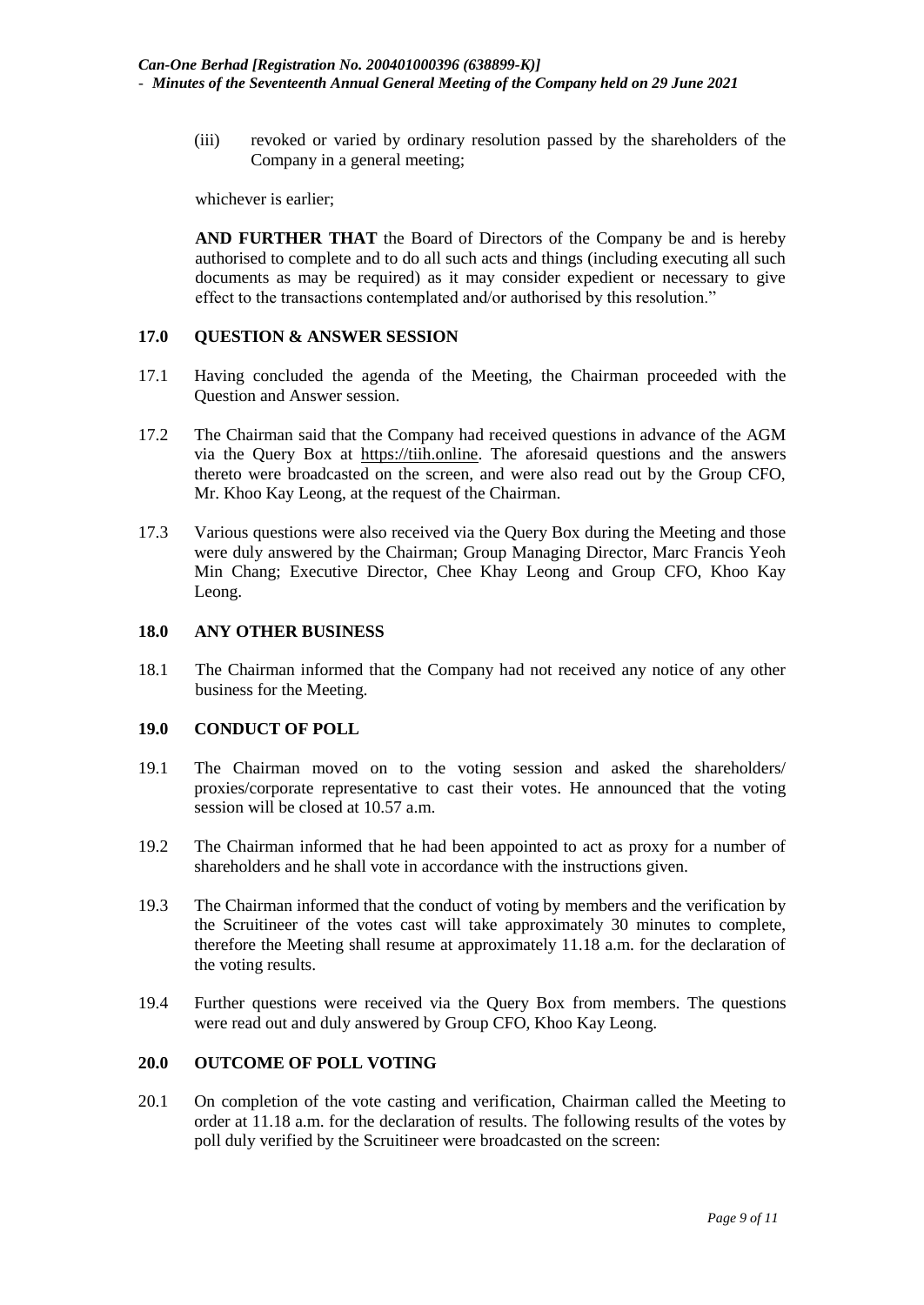(iii) revoked or varied by ordinary resolution passed by the shareholders of the Company in a general meeting;

whichever is earlier;

**AND FURTHER THAT** the Board of Directors of the Company be and is hereby authorised to complete and to do all such acts and things (including executing all such documents as may be required) as it may consider expedient or necessary to give effect to the transactions contemplated and/or authorised by this resolution."

## 17.0 QUESTION & ANSWER SESSION

17.1 Having concluded the agenda of the Meeting, the Chairman proceeded with the Question and Answer session.

17.2 The Chairman said that the Company had received questions in advance of the AGM via the Query Box at https://tiih.online. The aforesaid questions and the answers thereto were broadcasted on the screen, and were also read out by the Group CFO, Mr. Khoo Kay Leong, at the request of the Chairman.

17.3 Various questions were also received via the Query Box during the Meeting and those were duly answered by the Chairman; Group Managing Director, Marc Francis Yeoh Min Chang; Executive Director, Chee Khay Leong and Group CFO, Khoo Kay Leong.

## 18.0 ANY OTHER BUSINESS

18.1 The Chairman informed that the Company had not received any notice of any other business for the Meeting.

## 19.0 CONDUCT OF POLL

19.1 The Chairman moved on to the voting session and asked the shareholders/ proxies/corporate representative to cast their votes. He announced that the voting session will be closed at 10.57 a.m.

19.2 The Chairman informed that he had been appointed to act as proxy for a number of shareholders and he shall vote in accordance with the instructions given.

19.3 The Chairman informed that the conduct of voting by members and the verification by the Scruitineer of the votes cast will take approximately 30 minutes to complete, therefore the Meeting shall resume at approximately 11.18 a.m. for the declaration of the voting results.

19.4 Further questions were received via the Query Box from members. The questions were read out and duly answered by Group CFO, Khoo Kay Leong.

## 20.0 OUTCOME OF POLL VOTING

20.1 On completion of the vote casting and verification, Chairman called the Meeting to order at 11.18 a.m. for the declaration of results. The following results of the votes by poll duly verified by the Scruitineer were broadcasted on the screen: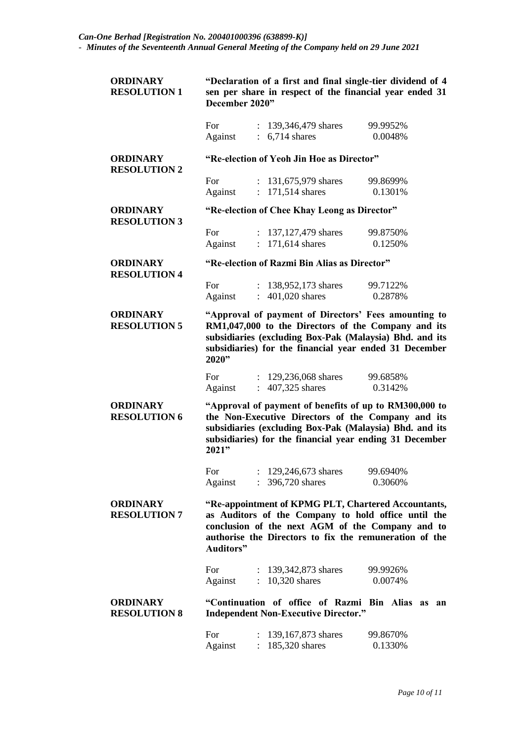**ORDINARY RESOLUTION 1**

**"Declaration of a first and final single-tier dividend of 4 sen per share in respect of the financial year ended 31 December 2020"**

| | | | |
|---|---|---|---|
| For | : | 139,346,479 shares | 99.9952% |
| Against | : | 6,714 shares | 0.0048% |

**ORDINARY RESOLUTION 2**

**"Re-election of Yeoh Jin Hoe as Director"**

| | | | |
|---|---|---|---|
| For | : | 131,675,979 shares | 99.8699% |
| Against | : | 171,514 shares | 0.1301% |

**ORDINARY RESOLUTION 3**

**"Re-election of Chee Khay Leong as Director"**

| | | | |
|---|---|---|---|
| For | : | 137,127,479 shares | 99.8750% |
| Against | : | 171,614 shares | 0.1250% |

**ORDINARY RESOLUTION 4**

**"Re-election of Razmi Bin Alias as Director"**

| | | | |
|---|---|---|---|
| For | : | 138,952,173 shares | 99.7122% |
| Against | : | 401,020 shares | 0.2878% |

**ORDINARY RESOLUTION 5**

**"Approval of payment of Directors' Fees amounting to RM1,047,000 to the Directors of the Company and its subsidiaries (excluding Box-Pak (Malaysia) Bhd. and its subsidiaries) for the financial year ended 31 December 2020"**

| | | | |
|---|---|---|---|
| For | : | 129,236,068 shares | 99.6858% |
| Against | : | 407,325 shares | 0.3142% |

**ORDINARY RESOLUTION 6**

**"Approval of payment of benefits of up to RM300,000 to the Non-Executive Directors of the Company and its subsidiaries (excluding Box-Pak (Malaysia) Bhd. and its subsidiaries) for the financial year ending 31 December 2021"**

| | | | |
|---|---|---|---|
| For | : | 129,246,673 shares | 99.6940% |
| Against | : | 396,720 shares | 0.3060% |

**ORDINARY RESOLUTION 7**

**"Re-appointment of KPMG PLT, Chartered Accountants, as Auditors of the Company to hold office until the conclusion of the next AGM of the Company and to authorise the Directors to fix the remuneration of the Auditors"**

| | | | |
|---|---|---|---|
| For | : | 139,342,873 shares | 99.9926% |
| Against | : | 10,320 shares | 0.0074% |

**ORDINARY RESOLUTION 8**

**"Continuation of office of Razmi Bin Alias as an Independent Non-Executive Director."**

| | | | |
|---|---|---|---|
| For | : | 139,167,873 shares | 99.8670% |
| Against | : | 185,320 shares | 0.1330% |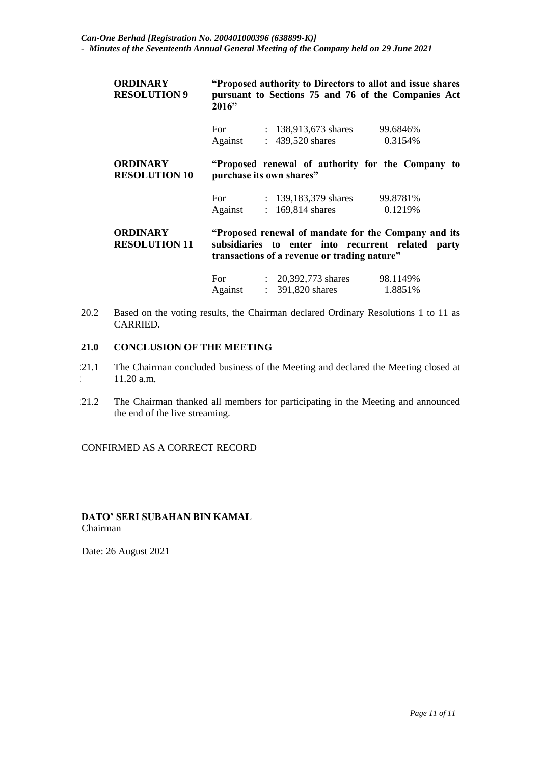**ORDINARY RESOLUTION 9** **"Proposed authority to Directors to allot and issue shares pursuant to Sections 75 and 76 of the Companies Act 2016"**

| | | |
|---|---|---|
| For | : 138,913,673 shares | 99.6846% |
| Against | : 439,520 shares | 0.3154% |

**ORDINARY RESOLUTION 10** **"Proposed renewal of authority for the Company to purchase its own shares"**

| | | |
|---|---|---|
| For | : 139,183,379 shares | 99.8781% |
| Against | : 169,814 shares | 0.1219% |

**ORDINARY RESOLUTION 11** **"Proposed renewal of mandate for the Company and its subsidiaries to enter into recurrent related party transactions of a revenue or trading nature"**

| | | |
|---|---|---|
| For | : 20,392,773 shares | 98.1149% |
| Against | : 391,820 shares | 1.8851% |

20.2 Based on the voting results, the Chairman declared Ordinary Resolutions 1 to 11 as CARRIED.

**21.0 CONCLUSION OF THE MEETING**

21.1 The Chairman concluded business of the Meeting and declared the Meeting closed at 11.20 a.m.

21.2 The Chairman thanked all members for participating in the Meeting and announced the end of the live streaming.

CONFIRMED AS A CORRECT RECORD

**DATO' SERI SUBAHAN BIN KAMAL**
Chairman

Date: 26 August 2021